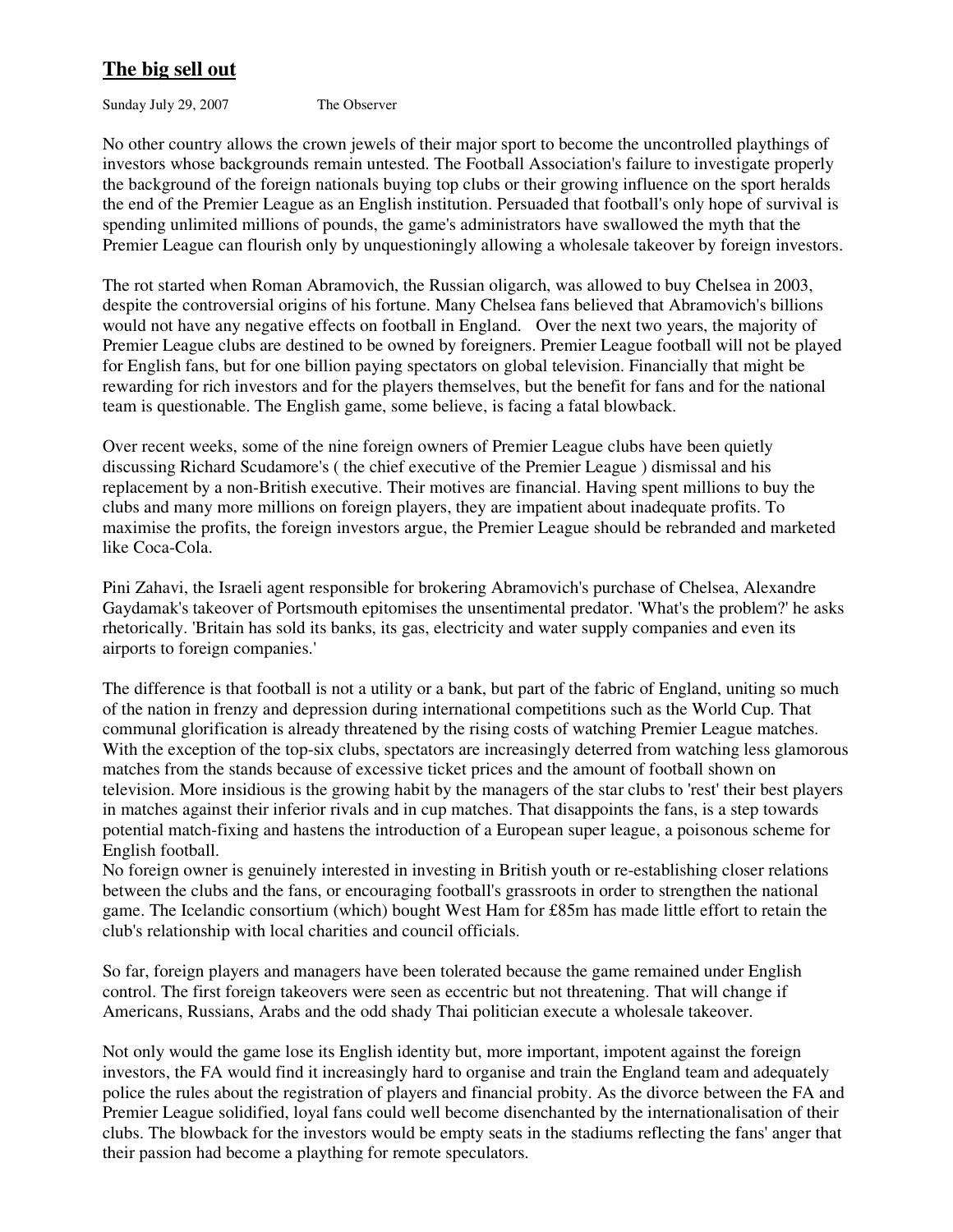# The big sell out

Sunday July 29, 2007 The Observer

No other country allows the crown jewels of their major sport to become the uncontrolled playthings of investors whose backgrounds remain untested. The Football Association's failure to investigate properly the background of the foreign nationals buying top clubs or their growing influence on the sport heralds the end of the Premier League as an English institution. Persuaded that football's only hope of survival is spending unlimited millions of pounds, the game's administrators have swallowed the myth that the Premier League can flourish only by unquestioningly allowing a wholesale takeover by foreign investors.

The rot started when Roman Abramovich, the Russian oligarch, was allowed to buy Chelsea in 2003, despite the controversial origins of his fortune. Many Chelsea fans believed that Abramovich's billions would not have any negative effects on football in England. Over the next two years, the majority of Premier League clubs are destined to be owned by foreigners. Premier League football will not be played for English fans, but for one billion paying spectators on global television. Financially that might be rewarding for rich investors and for the players themselves, but the benefit for fans and for the national team is questionable. The English game, some believe, is facing a fatal blowback.

Over recent weeks, some of the nine foreign owners of Premier League clubs have been quietly discussing Richard Scudamore's ( the chief executive of the Premier League ) dismissal and his replacement by a non-British executive. Their motives are financial. Having spent millions to buy the clubs and many more millions on foreign players, they are impatient about inadequate profits. To maximise the profits, the foreign investors argue, the Premier League should be rebranded and marketed like Coca-Cola.

Pini Zahavi, the Israeli agent responsible for brokering Abramovich's purchase of Chelsea, Alexandre Gaydamak's takeover of Portsmouth epitomises the unsentimental predator. 'What's the problem?' he asks rhetorically. 'Britain has sold its banks, its gas, electricity and water supply companies and even its airports to foreign companies.'

The difference is that football is not a utility or a bank, but part of the fabric of England, uniting so much of the nation in frenzy and depression during international competitions such as the World Cup. That communal glorification is already threatened by the rising costs of watching Premier League matches. With the exception of the top-six clubs, spectators are increasingly deterred from watching less glamorous matches from the stands because of excessive ticket prices and the amount of football shown on television. More insidious is the growing habit by the managers of the star clubs to 'rest' their best players in matches against their inferior rivals and in cup matches. That disappoints the fans, is a step towards potential match-fixing and hastens the introduction of a European super league, a poisonous scheme for English football.

No foreign owner is genuinely interested in investing in British youth or re-establishing closer relations between the clubs and the fans, or encouraging football's grassroots in order to strengthen the national game. The Icelandic consortium (which) bought West Ham for £85m has made little effort to retain the club's relationship with local charities and council officials.

So far, foreign players and managers have been tolerated because the game remained under English control. The first foreign takeovers were seen as eccentric but not threatening. That will change if Americans, Russians, Arabs and the odd shady Thai politician execute a wholesale takeover.

Not only would the game lose its English identity but, more important, impotent against the foreign investors, the FA would find it increasingly hard to organise and train the England team and adequately police the rules about the registration of players and financial probity. As the divorce between the FA and Premier League solidified, loyal fans could well become disenchanted by the internationalisation of their clubs. The blowback for the investors would be empty seats in the stadiums reflecting the fans' anger that their passion had become a plaything for remote speculators.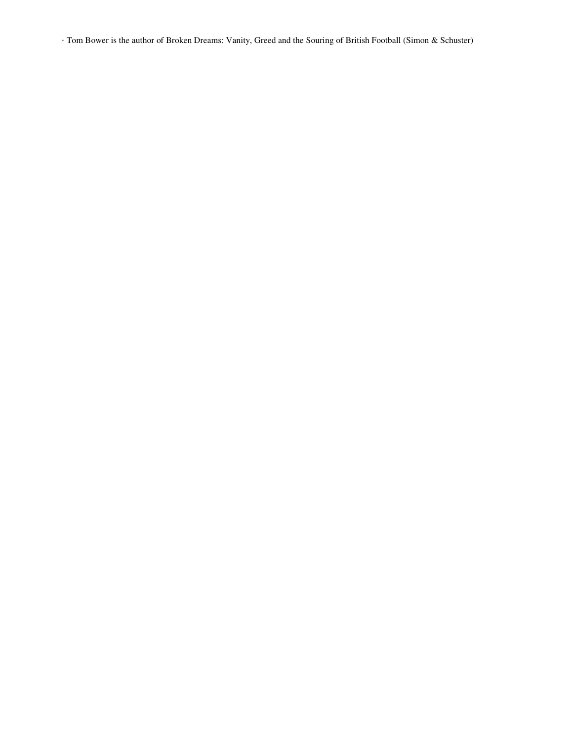· Tom Bower is the author of Broken Dreams: Vanity, Greed and the Souring of British Football (Simon & Schuster)